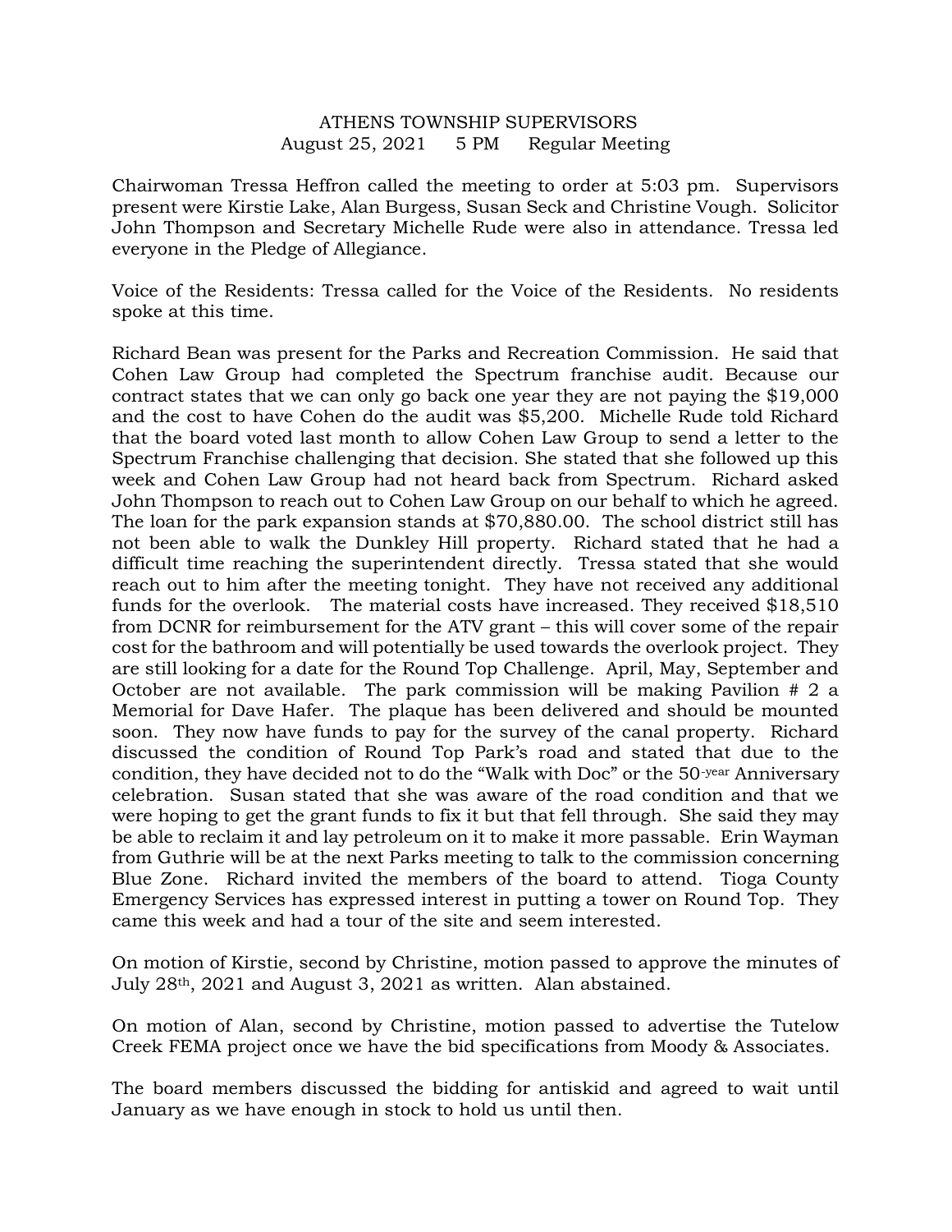# ATHENS TOWNSHIP SUPERVISORS

August 25, 2021 5 PM Regular Meeting

Chairwoman Tressa Heffron called the meeting to order at 5:03 pm. Supervisors present were Kirstie Lake, Alan Burgess, Susan Seck and Christine Vough. Solicitor John Thompson and Secretary Michelle Rude were also in attendance. Tressa led everyone in the Pledge of Allegiance.

Voice of the Residents: Tressa called for the Voice of the Residents. No residents spoke at this time.

Richard Bean was present for the Parks and Recreation Commission. He said that Cohen Law Group had completed the Spectrum franchise audit. Because our contract states that we can only go back one year they are not paying the $19,000 and the cost to have Cohen do the audit was $5,200. Michelle Rude told Richard that the board voted last month to allow Cohen Law Group to send a letter to the Spectrum Franchise challenging that decision. She stated that she followed up this week and Cohen Law Group had not heard back from Spectrum. Richard asked John Thompson to reach out to Cohen Law Group on our behalf to which he agreed. The loan for the park expansion stands at $70,880.00. The school district still has not been able to walk the Dunkley Hill property. Richard stated that he had a difficult time reaching the superintendent directly. Tressa stated that she would reach out to him after the meeting tonight. They have not received any additional funds for the overlook. The material costs have increased. They received $18,510 from DCNR for reimbursement for the ATV grant – this will cover some of the repair cost for the bathroom and will potentially be used towards the overlook project. They are still looking for a date for the Round Top Challenge. April, May, September and October are not available. The park commission will be making Pavilion # 2 a Memorial for Dave Hafer. The plaque has been delivered and should be mounted soon. They now have funds to pay for the survey of the canal property. Richard discussed the condition of Round Top Park's road and stated that due to the condition, they have decided not to do the "Walk with Doc" or the 50-year Anniversary celebration. Susan stated that she was aware of the road condition and that we were hoping to get the grant funds to fix it but that fell through. She said they may be able to reclaim it and lay petroleum on it to make it more passable. Erin Wayman from Guthrie will be at the next Parks meeting to talk to the commission concerning Blue Zone. Richard invited the members of the board to attend. Tioga County Emergency Services has expressed interest in putting a tower on Round Top. They came this week and had a tour of the site and seem interested.

On motion of Kirstie, second by Christine, motion passed to approve the minutes of July 28th, 2021 and August 3, 2021 as written. Alan abstained.

On motion of Alan, second by Christine, motion passed to advertise the Tutelow Creek FEMA project once we have the bid specifications from Moody & Associates.

The board members discussed the bidding for antiskid and agreed to wait until January as we have enough in stock to hold us until then.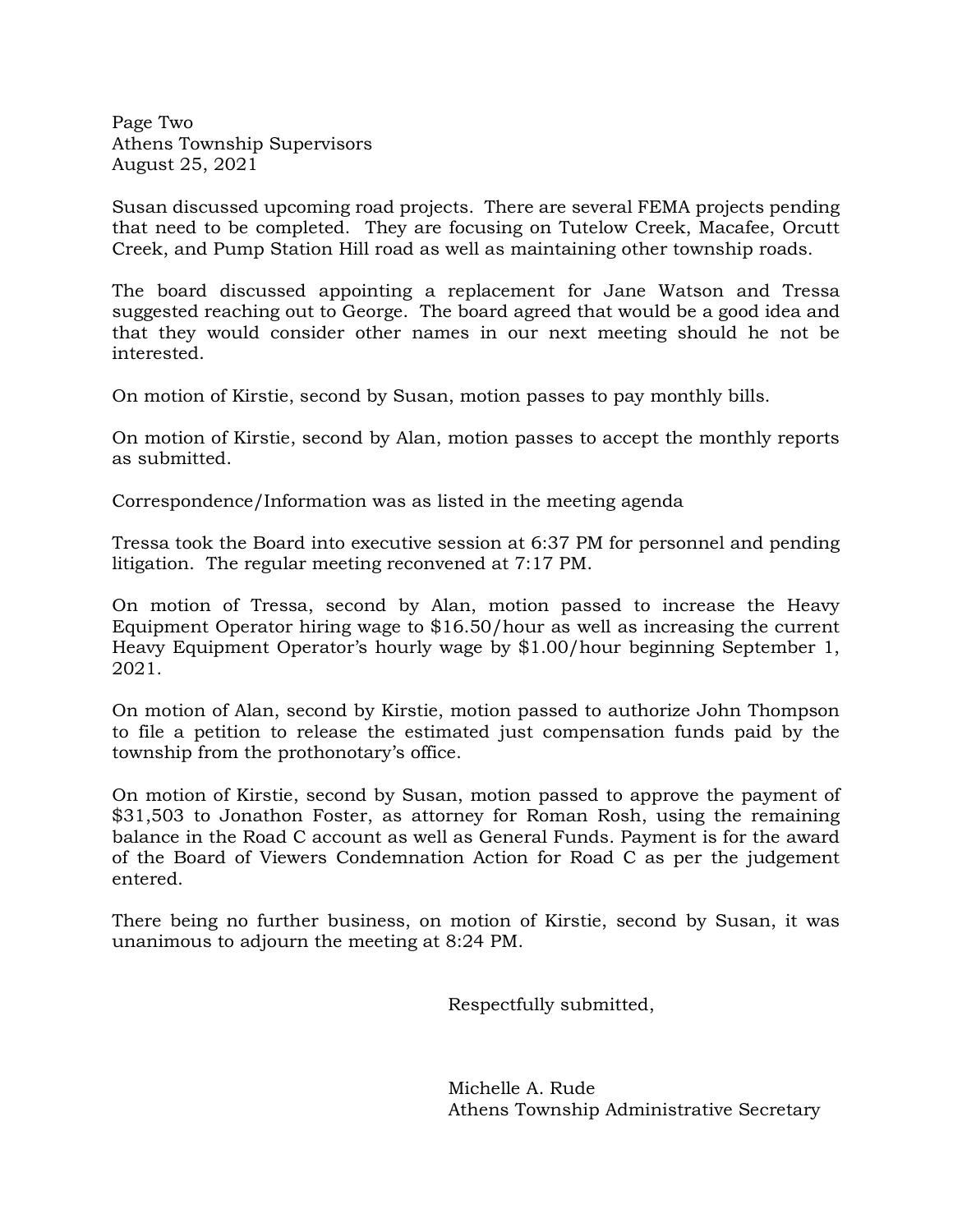Page Two
Athens Township Supervisors
August 25, 2021

Susan discussed upcoming road projects. There are several FEMA projects pending that need to be completed. They are focusing on Tutelow Creek, Macafee, Orcutt Creek, and Pump Station Hill road as well as maintaining other township roads.

The board discussed appointing a replacement for Jane Watson and Tressa suggested reaching out to George. The board agreed that would be a good idea and that they would consider other names in our next meeting should he not be interested.

On motion of Kirstie, second by Susan, motion passes to pay monthly bills.

On motion of Kirstie, second by Alan, motion passes to accept the monthly reports as submitted.

Correspondence/Information was as listed in the meeting agenda

Tressa took the Board into executive session at 6:37 PM for personnel and pending litigation. The regular meeting reconvened at 7:17 PM.

On motion of Tressa, second by Alan, motion passed to increase the Heavy Equipment Operator hiring wage to $16.50/hour as well as increasing the current Heavy Equipment Operator's hourly wage by $1.00/hour beginning September 1, 2021.

On motion of Alan, second by Kirstie, motion passed to authorize John Thompson to file a petition to release the estimated just compensation funds paid by the township from the prothonotary's office.

On motion of Kirstie, second by Susan, motion passed to approve the payment of $31,503 to Jonathon Foster, as attorney for Roman Rosh, using the remaining balance in the Road C account as well as General Funds. Payment is for the award of the Board of Viewers Condemnation Action for Road C as per the judgement entered.

There being no further business, on motion of Kirstie, second by Susan, it was unanimous to adjourn the meeting at 8:24 PM.

Respectfully submitted,

Michelle A. Rude
Athens Township Administrative Secretary